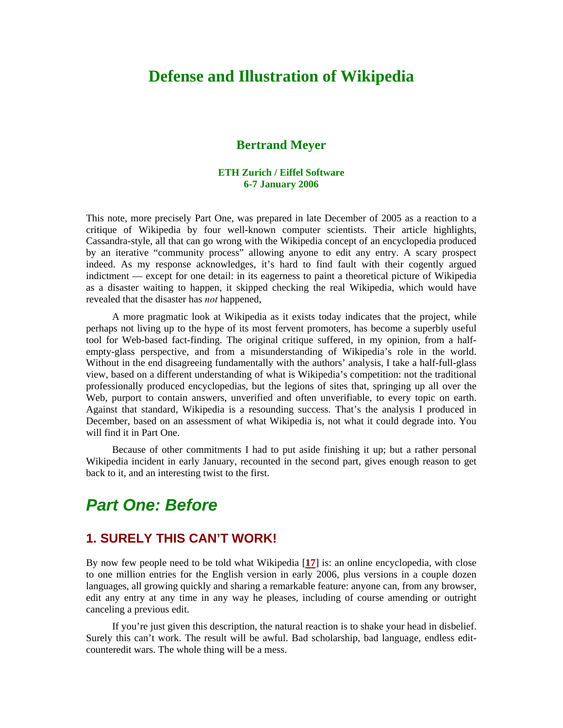# Defense and Illustration of Wikipedia

### Bertrand Meyer

**ETH Zurich / Eiffel Software**
**6-7 January 2006**

This note, more precisely Part One, was prepared in late December of 2005 as a reaction to a critique of Wikipedia by four well-known computer scientists. Their article highlights, Cassandra-style, all that can go wrong with the Wikipedia concept of an encyclopedia produced by an iterative "community process" allowing anyone to edit any entry. A scary prospect indeed. As my response acknowledges, it's hard to find fault with their cogently argued indictment — except for one detail: in its eagerness to paint a theoretical picture of Wikipedia as a disaster waiting to happen, it skipped checking the real Wikipedia, which would have revealed that the disaster has *not* happened,

A more pragmatic look at Wikipedia as it exists today indicates that the project, while perhaps not living up to the hype of its most fervent promoters, has become a superbly useful tool for Web-based fact-finding. The original critique suffered, in my opinion, from a half-empty-glass perspective, and from a misunderstanding of Wikipedia's role in the world. Without in the end disagreeing fundamentally with the authors' analysis, I take a half-full-glass view, based on a different understanding of what is Wikipedia's competition: not the traditional professionally produced encyclopedias, but the legions of sites that, springing up all over the Web, purport to contain answers, unverified and often unverifiable, to every topic on earth. Against that standard, Wikipedia is a resounding success. That's the analysis I produced in December, based on an assessment of what Wikipedia is, not what it could degrade into. You will find it in Part One.

Because of other commitments I had to put aside finishing it up; but a rather personal Wikipedia incident in early January, recounted in the second part, gives enough reason to get back to it, and an interesting twist to the first.

## *Part One: Before*

### 1. SURELY THIS CAN'T WORK!

By now few people need to be told what Wikipedia [**17**] is: an online encyclopedia, with close to one million entries for the English version in early 2006, plus versions in a couple dozen languages, all growing quickly and sharing a remarkable feature: anyone can, from any browser, edit any entry at any time in any way he pleases, including of course amending or outright canceling a previous edit.

If you're just given this description, the natural reaction is to shake your head in disbelief. Surely this can't work. The result will be awful. Bad scholarship, bad language, endless edit-counteredit wars. The whole thing will be a mess.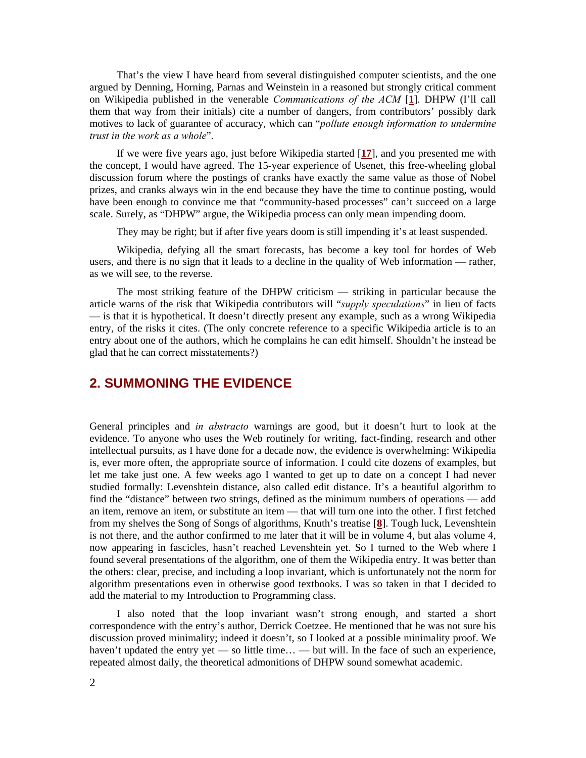That's the view I have heard from several distinguished computer scientists, and the one argued by Denning, Horning, Parnas and Weinstein in a reasoned but strongly critical comment on Wikipedia published in the venerable *Communications of the ACM* [**1**]. DHPW (I'll call them that way from their initials) cite a number of dangers, from contributors' possibly dark motives to lack of guarantee of accuracy, which can "*pollute enough information to undermine trust in the work as a whole*".

If we were five years ago, just before Wikipedia started [**17**], and you presented me with the concept, I would have agreed. The 15-year experience of Usenet, this free-wheeling global discussion forum where the postings of cranks have exactly the same value as those of Nobel prizes, and cranks always win in the end because they have the time to continue posting, would have been enough to convince me that "community-based processes" can't succeed on a large scale. Surely, as "DHPW" argue, the Wikipedia process can only mean impending doom.

They may be right; but if after five years doom is still impending it's at least suspended.

Wikipedia, defying all the smart forecasts, has become a key tool for hordes of Web users, and there is no sign that it leads to a decline in the quality of Web information — rather, as we will see, to the reverse.

The most striking feature of the DHPW criticism — striking in particular because the article warns of the risk that Wikipedia contributors will "*supply speculations*" in lieu of facts — is that it is hypothetical. It doesn't directly present any example, such as a wrong Wikipedia entry, of the risks it cites. (The only concrete reference to a specific Wikipedia article is to an entry about one of the authors, which he complains he can edit himself. Shouldn't he instead be glad that he can correct misstatements?)

## 2. SUMMONING THE EVIDENCE

General principles and *in abstracto* warnings are good, but it doesn't hurt to look at the evidence. To anyone who uses the Web routinely for writing, fact-finding, research and other intellectual pursuits, as I have done for a decade now, the evidence is overwhelming: Wikipedia is, ever more often, the appropriate source of information. I could cite dozens of examples, but let me take just one. A few weeks ago I wanted to get up to date on a concept I had never studied formally: Levenshtein distance, also called edit distance. It's a beautiful algorithm to find the "distance" between two strings, defined as the minimum numbers of operations — add an item, remove an item, or substitute an item — that will turn one into the other. I first fetched from my shelves the Song of Songs of algorithms, Knuth's treatise [**8**]. Tough luck, Levenshtein is not there, and the author confirmed to me later that it will be in volume 4, but alas volume 4, now appearing in fascicles, hasn't reached Levenshtein yet. So I turned to the Web where I found several presentations of the algorithm, one of them the Wikipedia entry. It was better than the others: clear, precise, and including a loop invariant, which is unfortunately not the norm for algorithm presentations even in otherwise good textbooks. I was so taken in that I decided to add the material to my Introduction to Programming class.

I also noted that the loop invariant wasn't strong enough, and started a short correspondence with the entry's author, Derrick Coetzee. He mentioned that he was not sure his discussion proved minimality; indeed it doesn't, so I looked at a possible minimality proof. We haven't updated the entry yet — so little time… — but will. In the face of such an experience, repeated almost daily, the theoretical admonitions of DHPW sound somewhat academic.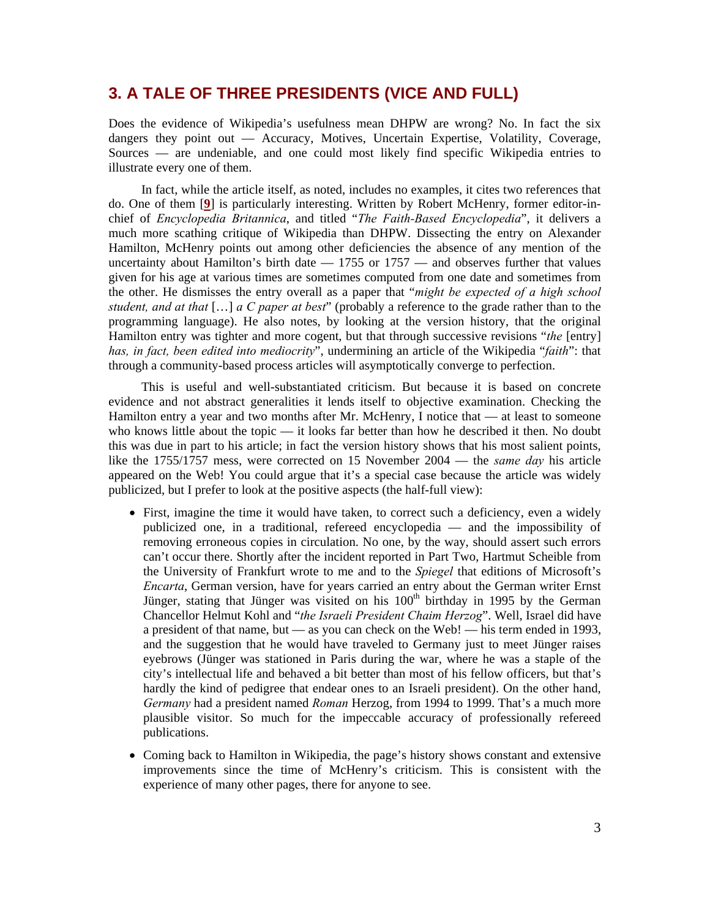## 3. A TALE OF THREE PRESIDENTS (VICE AND FULL)

Does the evidence of Wikipedia's usefulness mean DHPW are wrong? No. In fact the six dangers they point out — Accuracy, Motives, Uncertain Expertise, Volatility, Coverage, Sources — are undeniable, and one could most likely find specific Wikipedia entries to illustrate every one of them.

In fact, while the article itself, as noted, includes no examples, it cites two references that do. One of them [**9**] is particularly interesting. Written by Robert McHenry, former editor-in-chief of *Encyclopedia Britannica*, and titled "*The Faith-Based Encyclopedia*", it delivers a much more scathing critique of Wikipedia than DHPW. Dissecting the entry on Alexander Hamilton, McHenry points out among other deficiencies the absence of any mention of the uncertainty about Hamilton's birth date — 1755 or 1757 — and observes further that values given for his age at various times are sometimes computed from one date and sometimes from the other. He dismisses the entry overall as a paper that "*might be expected of a high school student, and at that* […] *a C paper at best*" (probably a reference to the grade rather than to the programming language). He also notes, by looking at the version history, that the original Hamilton entry was tighter and more cogent, but that through successive revisions "*the* [entry] *has, in fact, been edited into mediocrity*", undermining an article of the Wikipedia "*faith*": that through a community-based process articles will asymptotically converge to perfection.

This is useful and well-substantiated criticism. But because it is based on concrete evidence and not abstract generalities it lends itself to objective examination. Checking the Hamilton entry a year and two months after Mr. McHenry, I notice that — at least to someone who knows little about the topic — it looks far better than how he described it then. No doubt this was due in part to his article; in fact the version history shows that his most salient points, like the 1755/1757 mess, were corrected on 15 November 2004 — the *same day* his article appeared on the Web! You could argue that it's a special case because the article was widely publicized, but I prefer to look at the positive aspects (the half-full view):

- First, imagine the time it would have taken, to correct such a deficiency, even a widely publicized one, in a traditional, refereed encyclopedia — and the impossibility of removing erroneous copies in circulation. No one, by the way, should assert such errors can't occur there. Shortly after the incident reported in Part Two, Hartmut Scheible from the University of Frankfurt wrote to me and to the *Spiegel* that editions of Microsoft's *Encarta*, German version, have for years carried an entry about the German writer Ernst Jünger, stating that Jünger was visited on his 100th birthday in 1995 by the German Chancellor Helmut Kohl and "*the Israeli President Chaim Herzog*". Well, Israel did have a president of that name, but — as you can check on the Web! — his term ended in 1993, and the suggestion that he would have traveled to Germany just to meet Jünger raises eyebrows (Jünger was stationed in Paris during the war, where he was a staple of the city's intellectual life and behaved a bit better than most of his fellow officers, but that's hardly the kind of pedigree that endear ones to an Israeli president). On the other hand, *Germany* had a president named *Roman* Herzog, from 1994 to 1999. That's a much more plausible visitor. So much for the impeccable accuracy of professionally refereed publications.
- Coming back to Hamilton in Wikipedia, the page's history shows constant and extensive improvements since the time of McHenry's criticism. This is consistent with the experience of many other pages, there for anyone to see.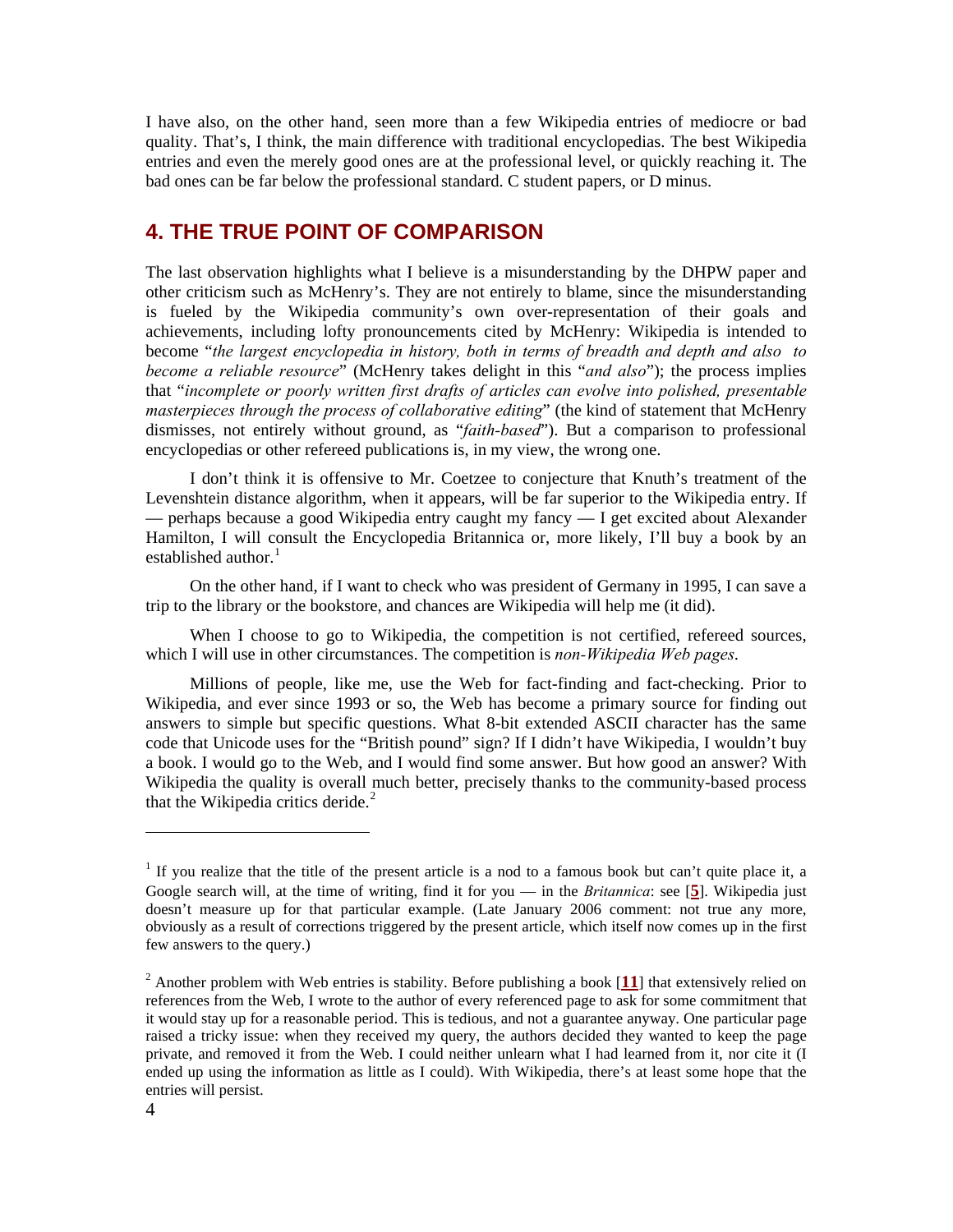I have also, on the other hand, seen more than a few Wikipedia entries of mediocre or bad quality. That's, I think, the main difference with traditional encyclopedias. The best Wikipedia entries and even the merely good ones are at the professional level, or quickly reaching it. The bad ones can be far below the professional standard. C student papers, or D minus.

## 4. THE TRUE POINT OF COMPARISON

The last observation highlights what I believe is a misunderstanding by the DHPW paper and other criticism such as McHenry's. They are not entirely to blame, since the misunderstanding is fueled by the Wikipedia community's own over-representation of their goals and achievements, including lofty pronouncements cited by McHenry: Wikipedia is intended to become "*the largest encyclopedia in history, both in terms of breadth and depth and also to become a reliable resource*" (McHenry takes delight in this "*and also*"); the process implies that "*incomplete or poorly written first drafts of articles can evolve into polished, presentable masterpieces through the process of collaborative editing*" (the kind of statement that McHenry dismisses, not entirely without ground, as "*faith-based*"). But a comparison to professional encyclopedias or other refereed publications is, in my view, the wrong one.

I don't think it is offensive to Mr. Coetzee to conjecture that Knuth's treatment of the Levenshtein distance algorithm, when it appears, will be far superior to the Wikipedia entry. If — perhaps because a good Wikipedia entry caught my fancy — I get excited about Alexander Hamilton, I will consult the Encyclopedia Britannica or, more likely, I'll buy a book by an established author.[1]

On the other hand, if I want to check who was president of Germany in 1995, I can save a trip to the library or the bookstore, and chances are Wikipedia will help me (it did).

When I choose to go to Wikipedia, the competition is not certified, refereed sources, which I will use in other circumstances. The competition is *non-Wikipedia Web pages*.

Millions of people, like me, use the Web for fact-finding and fact-checking. Prior to Wikipedia, and ever since 1993 or so, the Web has become a primary source for finding out answers to simple but specific questions. What 8-bit extended ASCII character has the same code that Unicode uses for the "British pound" sign? If I didn't have Wikipedia, I wouldn't buy a book. I would go to the Web, and I would find some answer. But how good an answer? With Wikipedia the quality is overall much better, precisely thanks to the community-based process that the Wikipedia critics deride.[2]

---

[1] If you realize that the title of the present article is a nod to a famous book but can't quite place it, a Google search will, at the time of writing, find it for you — in the *Britannica*: see [**5**]. Wikipedia just doesn't measure up for that particular example. (Late January 2006 comment: not true any more, obviously as a result of corrections triggered by the present article, which itself now comes up in the first few answers to the query.)

[2] Another problem with Web entries is stability. Before publishing a book [**11**] that extensively relied on references from the Web, I wrote to the author of every referenced page to ask for some commitment that it would stay up for a reasonable period. This is tedious, and not a guarantee anyway. One particular page raised a tricky issue: when they received my query, the authors decided they wanted to keep the page private, and removed it from the Web. I could neither unlearn what I had learned from it, nor cite it (I ended up using the information as little as I could). With Wikipedia, there's at least some hope that the entries will persist.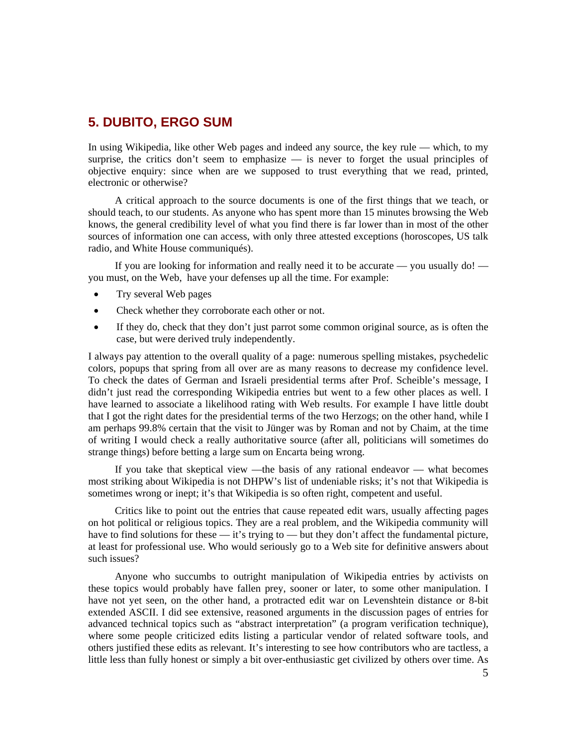## 5. DUBITO, ERGO SUM

In using Wikipedia, like other Web pages and indeed any source, the key rule — which, to my surprise, the critics don't seem to emphasize — is never to forget the usual principles of objective enquiry: since when are we supposed to trust everything that we read, printed, electronic or otherwise?

A critical approach to the source documents is one of the first things that we teach, or should teach, to our students. As anyone who has spent more than 15 minutes browsing the Web knows, the general credibility level of what you find there is far lower than in most of the other sources of information one can access, with only three attested exceptions (horoscopes, US talk radio, and White House communiqués).

If you are looking for information and really need it to be accurate — you usually do! — you must, on the Web, have your defenses up all the time. For example:

- Try several Web pages
- Check whether they corroborate each other or not.
- If they do, check that they don't just parrot some common original source, as is often the case, but were derived truly independently.

I always pay attention to the overall quality of a page: numerous spelling mistakes, psychedelic colors, popups that spring from all over are as many reasons to decrease my confidence level. To check the dates of German and Israeli presidential terms after Prof. Scheible's message, I didn't just read the corresponding Wikipedia entries but went to a few other places as well. I have learned to associate a likelihood rating with Web results. For example I have little doubt that I got the right dates for the presidential terms of the two Herzogs; on the other hand, while I am perhaps 99.8% certain that the visit to Jünger was by Roman and not by Chaim, at the time of writing I would check a really authoritative source (after all, politicians will sometimes do strange things) before betting a large sum on Encarta being wrong.

If you take that skeptical view —the basis of any rational endeavor — what becomes most striking about Wikipedia is not DHPW's list of undeniable risks; it's not that Wikipedia is sometimes wrong or inept; it's that Wikipedia is so often right, competent and useful.

Critics like to point out the entries that cause repeated edit wars, usually affecting pages on hot political or religious topics. They are a real problem, and the Wikipedia community will have to find solutions for these — it's trying to — but they don't affect the fundamental picture, at least for professional use. Who would seriously go to a Web site for definitive answers about such issues?

Anyone who succumbs to outright manipulation of Wikipedia entries by activists on these topics would probably have fallen prey, sooner or later, to some other manipulation. I have not yet seen, on the other hand, a protracted edit war on Levenshtein distance or 8-bit extended ASCII. I did see extensive, reasoned arguments in the discussion pages of entries for advanced technical topics such as "abstract interpretation" (a program verification technique), where some people criticized edits listing a particular vendor of related software tools, and others justified these edits as relevant. It's interesting to see how contributors who are tactless, a little less than fully honest or simply a bit over-enthusiastic get civilized by others over time. As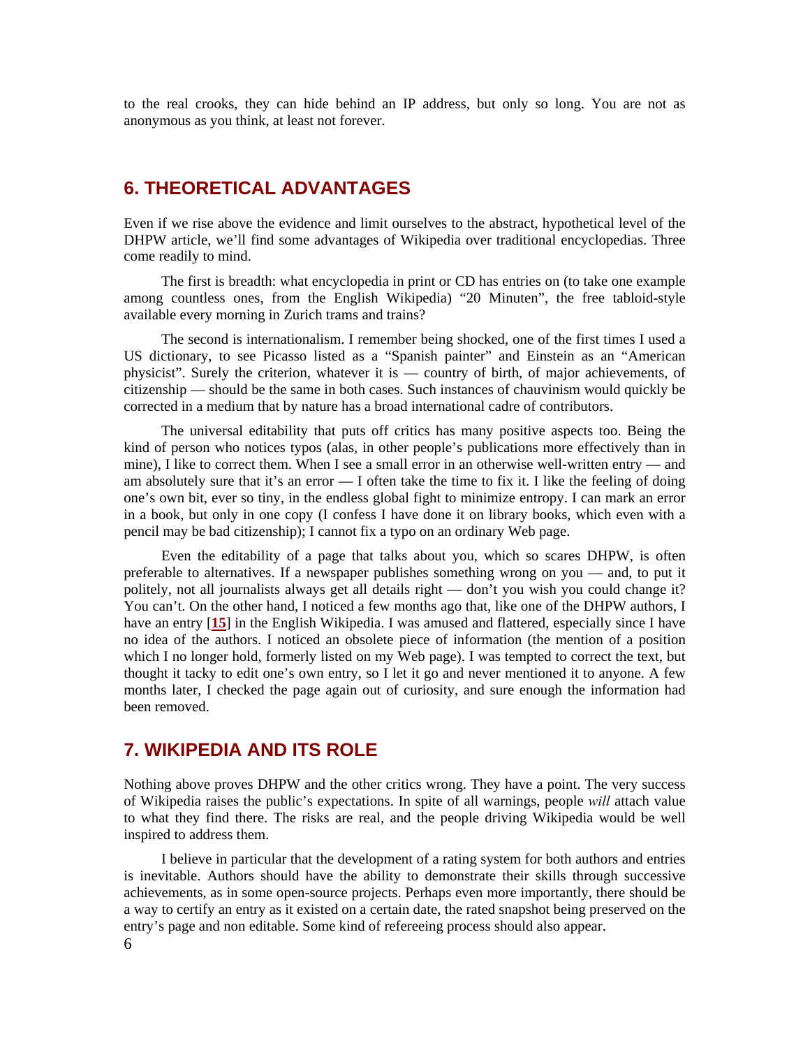to the real crooks, they can hide behind an IP address, but only so long. You are not as anonymous as you think, at least not forever.

## 6. THEORETICAL ADVANTAGES

Even if we rise above the evidence and limit ourselves to the abstract, hypothetical level of the DHPW article, we'll find some advantages of Wikipedia over traditional encyclopedias. Three come readily to mind.

The first is breadth: what encyclopedia in print or CD has entries on (to take one example among countless ones, from the English Wikipedia) "20 Minuten", the free tabloid-style available every morning in Zurich trams and trains?

The second is internationalism. I remember being shocked, one of the first times I used a US dictionary, to see Picasso listed as a "Spanish painter" and Einstein as an "American physicist". Surely the criterion, whatever it is — country of birth, of major achievements, of citizenship — should be the same in both cases. Such instances of chauvinism would quickly be corrected in a medium that by nature has a broad international cadre of contributors.

The universal editability that puts off critics has many positive aspects too. Being the kind of person who notices typos (alas, in other people's publications more effectively than in mine), I like to correct them. When I see a small error in an otherwise well-written entry — and am absolutely sure that it's an error — I often take the time to fix it. I like the feeling of doing one's own bit, ever so tiny, in the endless global fight to minimize entropy. I can mark an error in a book, but only in one copy (I confess I have done it on library books, which even with a pencil may be bad citizenship); I cannot fix a typo on an ordinary Web page.

Even the editability of a page that talks about you, which so scares DHPW, is often preferable to alternatives. If a newspaper publishes something wrong on you — and, to put it politely, not all journalists always get all details right — don't you wish you could change it? You can't. On the other hand, I noticed a few months ago that, like one of the DHPW authors, I have an entry [**15**] in the English Wikipedia. I was amused and flattered, especially since I have no idea of the authors. I noticed an obsolete piece of information (the mention of a position which I no longer hold, formerly listed on my Web page). I was tempted to correct the text, but thought it tacky to edit one's own entry, so I let it go and never mentioned it to anyone. A few months later, I checked the page again out of curiosity, and sure enough the information had been removed.

## 7. WIKIPEDIA AND ITS ROLE

Nothing above proves DHPW and the other critics wrong. They have a point. The very success of Wikipedia raises the public's expectations. In spite of all warnings, people *will* attach value to what they find there. The risks are real, and the people driving Wikipedia would be well inspired to address them.

I believe in particular that the development of a rating system for both authors and entries is inevitable. Authors should have the ability to demonstrate their skills through successive achievements, as in some open-source projects. Perhaps even more importantly, there should be a way to certify an entry as it existed on a certain date, the rated snapshot being preserved on the entry's page and non editable. Some kind of refereeing process should also appear.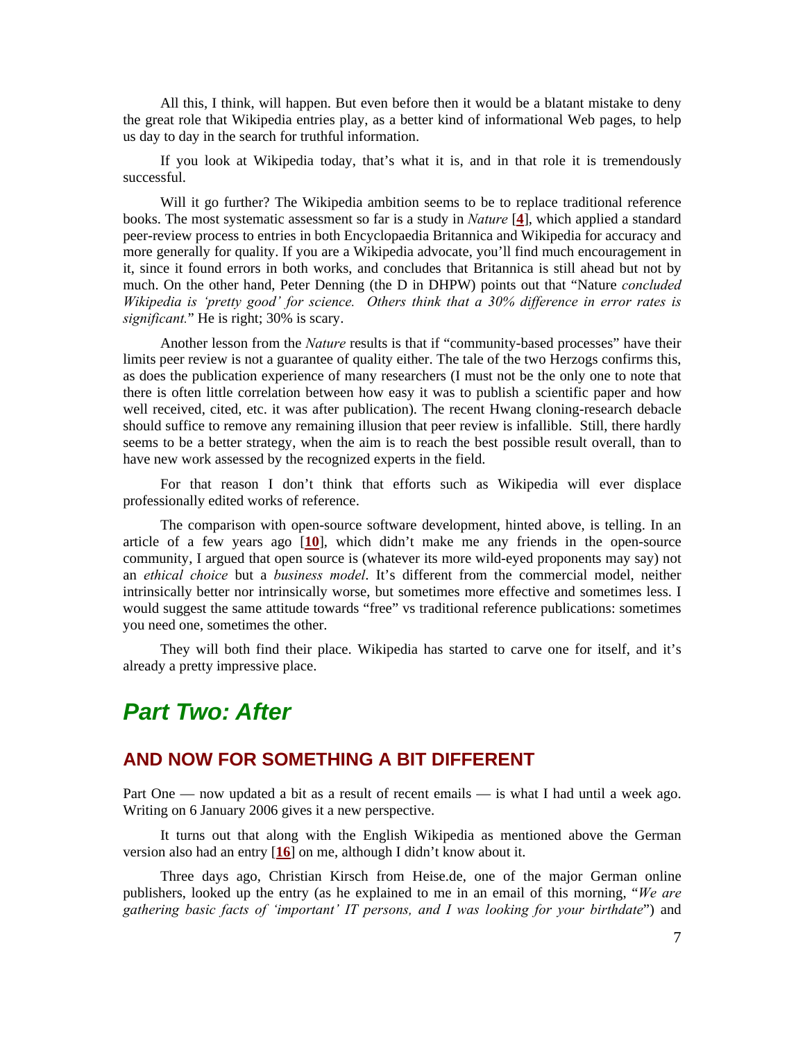All this, I think, will happen. But even before then it would be a blatant mistake to deny the great role that Wikipedia entries play, as a better kind of informational Web pages, to help us day to day in the search for truthful information.

If you look at Wikipedia today, that's what it is, and in that role it is tremendously successful.

Will it go further? The Wikipedia ambition seems to be to replace traditional reference books. The most systematic assessment so far is a study in *Nature* [**4**], which applied a standard peer-review process to entries in both Encyclopaedia Britannica and Wikipedia for accuracy and more generally for quality. If you are a Wikipedia advocate, you'll find much encouragement in it, since it found errors in both works, and concludes that Britannica is still ahead but not by much. On the other hand, Peter Denning (the D in DHPW) points out that "Nature *concluded Wikipedia is 'pretty good' for science. Others think that a 30% difference in error rates is significant.*" He is right; 30% is scary.

Another lesson from the *Nature* results is that if "community-based processes" have their limits peer review is not a guarantee of quality either. The tale of the two Herzogs confirms this, as does the publication experience of many researchers (I must not be the only one to note that there is often little correlation between how easy it was to publish a scientific paper and how well received, cited, etc. it was after publication). The recent Hwang cloning-research debacle should suffice to remove any remaining illusion that peer review is infallible. Still, there hardly seems to be a better strategy, when the aim is to reach the best possible result overall, than to have new work assessed by the recognized experts in the field.

For that reason I don't think that efforts such as Wikipedia will ever displace professionally edited works of reference.

The comparison with open-source software development, hinted above, is telling. In an article of a few years ago [**10**], which didn't make me any friends in the open-source community, I argued that open source is (whatever its more wild-eyed proponents may say) not an *ethical choice* but a *business model*. It's different from the commercial model, neither intrinsically better nor intrinsically worse, but sometimes more effective and sometimes less. I would suggest the same attitude towards "free" vs traditional reference publications: sometimes you need one, sometimes the other.

They will both find their place. Wikipedia has started to carve one for itself, and it's already a pretty impressive place.

# *Part Two: After*

## AND NOW FOR SOMETHING A BIT DIFFERENT

Part One — now updated a bit as a result of recent emails — is what I had until a week ago. Writing on 6 January 2006 gives it a new perspective.

It turns out that along with the English Wikipedia as mentioned above the German version also had an entry [**16**] on me, although I didn't know about it.

Three days ago, Christian Kirsch from Heise.de, one of the major German online publishers, looked up the entry (as he explained to me in an email of this morning, "*We are gathering basic facts of 'important' IT persons, and I was looking for your birthdate*") and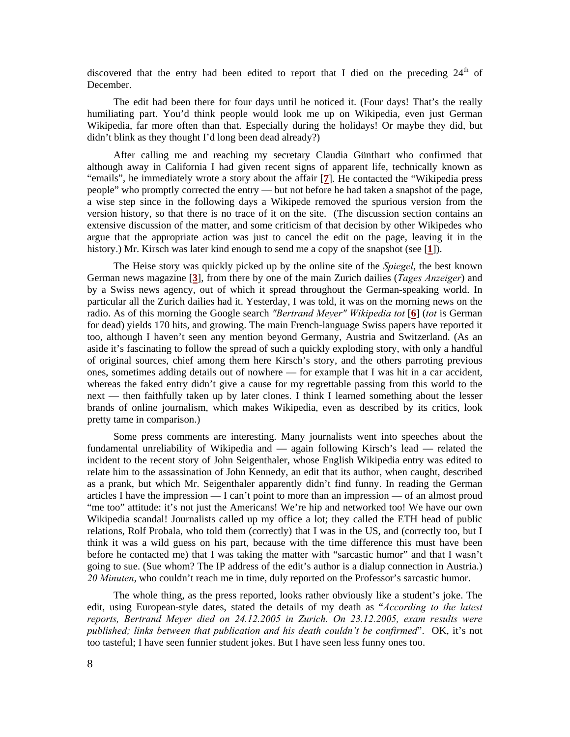discovered that the entry had been edited to report that I died on the preceding 24th of December.

The edit had been there for four days until he noticed it. (Four days! That's the really humiliating part. You'd think people would look me up on Wikipedia, even just German Wikipedia, far more often than that. Especially during the holidays! Or maybe they did, but didn't blink as they thought I'd long been dead already?)

After calling me and reaching my secretary Claudia Günthart who confirmed that although away in California I had given recent signs of apparent life, technically known as "emails", he immediately wrote a story about the affair [**7**]. He contacted the "Wikipedia press people" who promptly corrected the entry — but not before he had taken a snapshot of the page, a wise step since in the following days a Wikipede removed the spurious version from the version history, so that there is no trace of it on the site. (The discussion section contains an extensive discussion of the matter, and some criticism of that decision by other Wikipedes who argue that the appropriate action was just to cancel the edit on the page, leaving it in the history.) Mr. Kirsch was later kind enough to send me a copy of the snapshot (see [**1**]).

The Heise story was quickly picked up by the online site of the *Spiegel*, the best known German news magazine [**3**], from there by one of the main Zurich dailies (*Tages Anzeiger*) and by a Swiss news agency, out of which it spread throughout the German-speaking world. In particular all the Zurich dailies had it. Yesterday, I was told, it was on the morning news on the radio. As of this morning the Google search *"Bertrand Meyer" Wikipedia tot* [**6**] (*tot* is German for dead) yields 170 hits, and growing. The main French-language Swiss papers have reported it too, although I haven't seen any mention beyond Germany, Austria and Switzerland. (As an aside it's fascinating to follow the spread of such a quickly exploding story, with only a handful of original sources, chief among them here Kirsch's story, and the others parroting previous ones, sometimes adding details out of nowhere — for example that I was hit in a car accident, whereas the faked entry didn't give a cause for my regrettable passing from this world to the next — then faithfully taken up by later clones. I think I learned something about the lesser brands of online journalism, which makes Wikipedia, even as described by its critics, look pretty tame in comparison.)

Some press comments are interesting. Many journalists went into speeches about the fundamental unreliability of Wikipedia and — again following Kirsch's lead — related the incident to the recent story of John Seigenthaler, whose English Wikipedia entry was edited to relate him to the assassination of John Kennedy, an edit that its author, when caught, described as a prank, but which Mr. Seigenthaler apparently didn't find funny. In reading the German articles I have the impression — I can't point to more than an impression — of an almost proud "me too" attitude: it's not just the Americans! We're hip and networked too! We have our own Wikipedia scandal! Journalists called up my office a lot; they called the ETH head of public relations, Rolf Probala, who told them (correctly) that I was in the US, and (correctly too, but I think it was a wild guess on his part, because with the time difference this must have been before he contacted me) that I was taking the matter with "sarcastic humor" and that I wasn't going to sue. (Sue whom? The IP address of the edit's author is a dialup connection in Austria.) *20 Minuten*, who couldn't reach me in time, duly reported on the Professor's sarcastic humor.

The whole thing, as the press reported, looks rather obviously like a student's joke. The edit, using European-style dates, stated the details of my death as "*According to the latest reports, Bertrand Meyer died on 24.12.2005 in Zurich. On 23.12.2005, exam results were published; links between that publication and his death couldn't be confirmed*". OK, it's not too tasteful; I have seen funnier student jokes. But I have seen less funny ones too.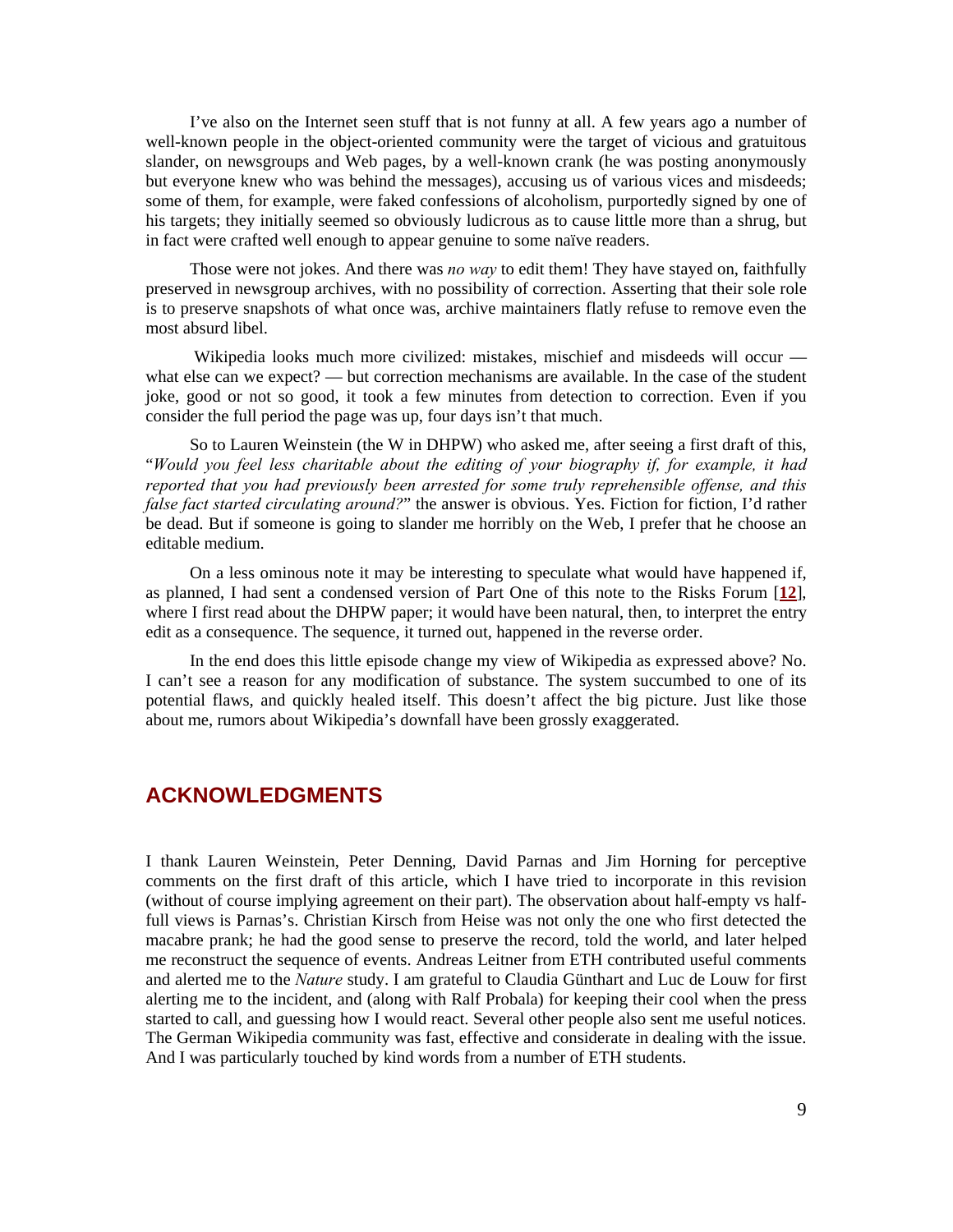I've also on the Internet seen stuff that is not funny at all. A few years ago a number of well-known people in the object-oriented community were the target of vicious and gratuitous slander, on newsgroups and Web pages, by a well-known crank (he was posting anonymously but everyone knew who was behind the messages), accusing us of various vices and misdeeds; some of them, for example, were faked confessions of alcoholism, purportedly signed by one of his targets; they initially seemed so obviously ludicrous as to cause little more than a shrug, but in fact were crafted well enough to appear genuine to some naïve readers.

Those were not jokes. And there was *no way* to edit them! They have stayed on, faithfully preserved in newsgroup archives, with no possibility of correction. Asserting that their sole role is to preserve snapshots of what once was, archive maintainers flatly refuse to remove even the most absurd libel.

Wikipedia looks much more civilized: mistakes, mischief and misdeeds will occur — what else can we expect? — but correction mechanisms are available. In the case of the student joke, good or not so good, it took a few minutes from detection to correction. Even if you consider the full period the page was up, four days isn't that much.

So to Lauren Weinstein (the W in DHPW) who asked me, after seeing a first draft of this, "*Would you feel less charitable about the editing of your biography if, for example, it had reported that you had previously been arrested for some truly reprehensible offense, and this false fact started circulating around?*" the answer is obvious. Yes. Fiction for fiction, I'd rather be dead. But if someone is going to slander me horribly on the Web, I prefer that he choose an editable medium.

On a less ominous note it may be interesting to speculate what would have happened if, as planned, I had sent a condensed version of Part One of this note to the Risks Forum [**12**], where I first read about the DHPW paper; it would have been natural, then, to interpret the entry edit as a consequence. The sequence, it turned out, happened in the reverse order.

In the end does this little episode change my view of Wikipedia as expressed above? No. I can't see a reason for any modification of substance. The system succumbed to one of its potential flaws, and quickly healed itself. This doesn't affect the big picture. Just like those about me, rumors about Wikipedia's downfall have been grossly exaggerated.

## ACKNOWLEDGMENTS

I thank Lauren Weinstein, Peter Denning, David Parnas and Jim Horning for perceptive comments on the first draft of this article, which I have tried to incorporate in this revision (without of course implying agreement on their part). The observation about half-empty vs half-full views is Parnas's. Christian Kirsch from Heise was not only the one who first detected the macabre prank; he had the good sense to preserve the record, told the world, and later helped me reconstruct the sequence of events. Andreas Leitner from ETH contributed useful comments and alerted me to the *Nature* study. I am grateful to Claudia Günthart and Luc de Louw for first alerting me to the incident, and (along with Ralf Probala) for keeping their cool when the press started to call, and guessing how I would react. Several other people also sent me useful notices. The German Wikipedia community was fast, effective and considerate in dealing with the issue. And I was particularly touched by kind words from a number of ETH students.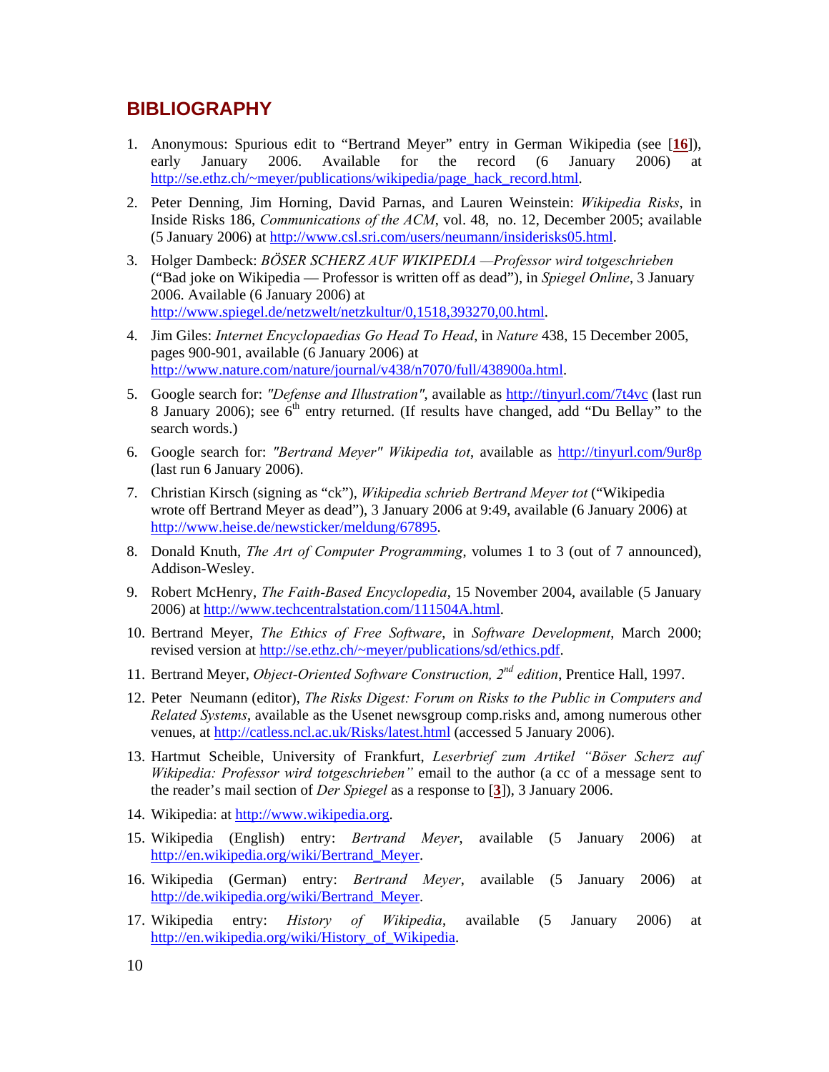## BIBLIOGRAPHY

1. Anonymous: Spurious edit to "Bertrand Meyer" entry in German Wikipedia (see [**16**]), early January 2006. Available for the record (6 January 2006) at http://se.ethz.ch/~meyer/publications/wikipedia/page_hack_record.html.
2. Peter Denning, Jim Horning, David Parnas, and Lauren Weinstein: *Wikipedia Risks*, in Inside Risks 186, *Communications of the ACM*, vol. 48, no. 12, December 2005; available (5 January 2006) at http://www.csl.sri.com/users/neumann/insiderisks05.html.
3. Holger Dambeck: *BÖSER SCHERZ AUF WIKIPEDIA —Professor wird totgeschrieben* ("Bad joke on Wikipedia — Professor is written off as dead"), in *Spiegel Online*, 3 January 2006. Available (6 January 2006) at http://www.spiegel.de/netzwelt/netzkultur/0,1518,393270,00.html.
4. Jim Giles: *Internet Encyclopaedias Go Head To Head*, in *Nature* 438, 15 December 2005, pages 900-901, available (6 January 2006) at http://www.nature.com/nature/journal/v438/n7070/full/438900a.html.
5. Google search for: *"Defense and Illustration"*, available as http://tinyurl.com/7t4vc (last run 8 January 2006); see 6th entry returned. (If results have changed, add "Du Bellay" to the search words.)
6. Google search for: *"Bertrand Meyer" Wikipedia tot*, available as http://tinyurl.com/9ur8p (last run 6 January 2006).
7. Christian Kirsch (signing as "ck"), *Wikipedia schrieb Bertrand Meyer tot* ("Wikipedia wrote off Bertrand Meyer as dead"), 3 January 2006 at 9:49, available (6 January 2006) at http://www.heise.de/newsticker/meldung/67895.
8. Donald Knuth, *The Art of Computer Programming*, volumes 1 to 3 (out of 7 announced), Addison-Wesley.
9. Robert McHenry, *The Faith-Based Encyclopedia*, 15 November 2004, available (5 January 2006) at http://www.techcentralstation.com/111504A.html.
10. Bertrand Meyer, *The Ethics of Free Software*, in *Software Development*, March 2000; revised version at http://se.ethz.ch/~meyer/publications/sd/ethics.pdf.
11. Bertrand Meyer, *Object-Oriented Software Construction, 2nd edition*, Prentice Hall, 1997.
12. Peter Neumann (editor), *The Risks Digest: Forum on Risks to the Public in Computers and Related Systems*, available as the Usenet newsgroup comp.risks and, among numerous other venues, at http://catless.ncl.ac.uk/Risks/latest.html (accessed 5 January 2006).
13. Hartmut Scheible, University of Frankfurt, *Leserbrief zum Artikel "Böser Scherz auf Wikipedia: Professor wird totgeschrieben"* email to the author (a cc of a message sent to the reader's mail section of *Der Spiegel* as a response to [**3**]), 3 January 2006.
14. Wikipedia: at http://www.wikipedia.org.
15. Wikipedia (English) entry: *Bertrand Meyer*, available (5 January 2006) at http://en.wikipedia.org/wiki/Bertrand_Meyer.
16. Wikipedia (German) entry: *Bertrand Meyer*, available (5 January 2006) at http://de.wikipedia.org/wiki/Bertrand_Meyer.
17. Wikipedia entry: *History of Wikipedia*, available (5 January 2006) at http://en.wikipedia.org/wiki/History_of_Wikipedia.